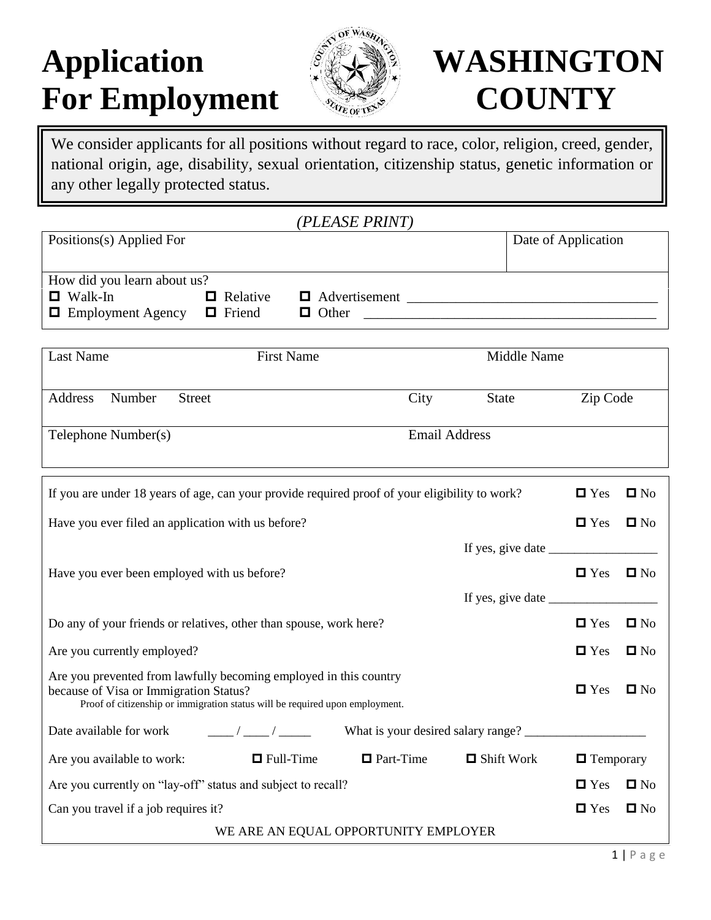# Application For Employment

# WASHINGTON COUNTY

We consider applicants for all positions without regard to race, color, religion, creed, gender, national origin, age, disability, sexual orientation, citizenship status, genetic information or any other legally protected status.

*(PLEASE PRINT)*

| Positions(s) Applied For | Date of Application |
|---|---|
| | |

How did you learn about us?
- ☐ Walk-In ☐ Relative ☐ Advertisement ___________________________________
- ☐ Employment Agency ☐ Friend ☐ Other ________________________________________

| Last Name | First Name | Middle Name |
|---|---|---|
| | | |

| Address Number Street | City | State | Zip Code |
|---|---|---|---|
| | | | |

| Telephone Number(s) | Email Address |
|---|---|
| | |

| Question | | |
|---|---|---|
| If you are under 18 years of age, can your provide required proof of your eligibility to work? | ☐ Yes | ☐ No |
| Have you ever filed an application with us before? | ☐ Yes | ☐ No |
| If yes, give date _________________ | | |
| Have you ever been employed with us before? | ☐ Yes | ☐ No |
| If yes, give date _________________ | | |
| Do any of your friends or relatives, other than spouse, work here? | ☐ Yes | ☐ No |
| Are you currently employed? | ☐ Yes | ☐ No |
| Are you prevented from lawfully becoming employed in this country because of Visa or Immigration Status? Proof of citizenship or immigration status will be required upon employment. | ☐ Yes | ☐ No |

Date available for work ____ / ____ / _____ What is your desired salary range? ___________________

Are you available to work: ☐ Full-Time ☐ Part-Time ☐ Shift Work ☐ Temporary

| Question | | |
|---|---|---|
| Are you currently on "lay-off" status and subject to recall? | ☐ Yes | ☐ No |
| Can you travel if a job requires it? | ☐ Yes | ☐ No |

WE ARE AN EQUAL OPPORTUNITY EMPLOYER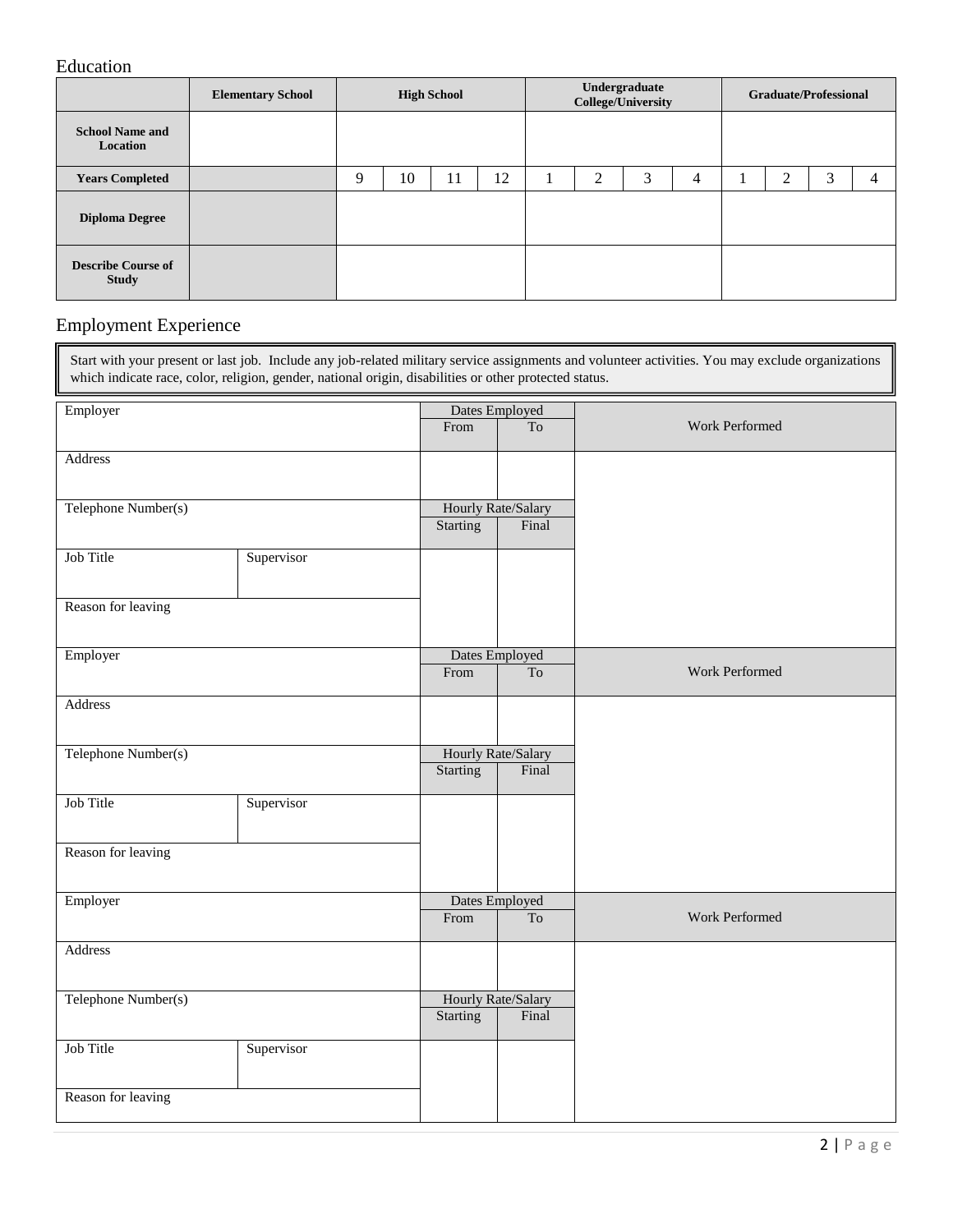## Education

| | Elementary School | High School | | | | Undergraduate College/University | | | | Graduate/Professional | | | |
|---|---|---|---|---|---|---|---|---|---|---|---|---|---|
| **School Name and Location** | | | | | | | | | | | | | |
| **Years Completed** | | 9 | 10 | 11 | 12 | 1 | 2 | 3 | 4 | 1 | 2 | 3 | 4 |
| **Diploma Degree** | | | | | | | | | | | | | |
| **Describe Course of Study** | | | | | | | | | | | | | |

## Employment Experience

Start with your present or last job. Include any job-related military service assignments and volunteer activities. You may exclude organizations which indicate race, color, religion, gender, national origin, disabilities or other protected status.

| Employer | | Dates Employed | | Work Performed |
|---|---|---|---|---|
| | | From | To | |
| Address | | | | |
| Telephone Number(s) | | Hourly Rate/Salary | | |
| | | Starting | Final | |
| Job Title | Supervisor | | | |
| Reason for leaving | | | | |

| Employer | | Dates Employed | | Work Performed |
|---|---|---|---|---|
| | | From | To | |
| Address | | | | |
| Telephone Number(s) | | Hourly Rate/Salary | | |
| | | Starting | Final | |
| Job Title | Supervisor | | | |
| Reason for leaving | | | | |

| Employer | | Dates Employed | | Work Performed |
|---|---|---|---|---|
| | | From | To | |
| Address | | | | |
| Telephone Number(s) | | Hourly Rate/Salary | | |
| | | Starting | Final | |
| Job Title | Supervisor | | | |
| Reason for leaving | | | | |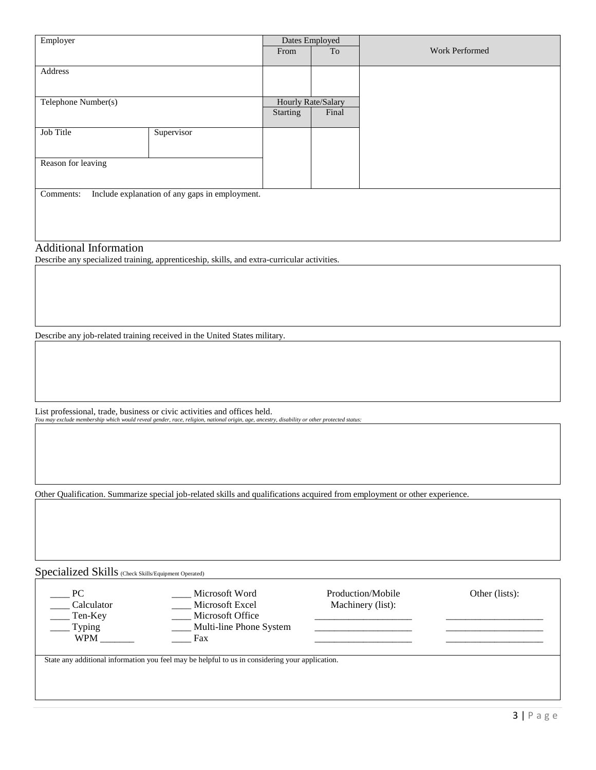| Employer | | Dates Employed | | Work Performed |
|---|---|---|---|---|
| | | From | To | |
| Address | | | | |
| Telephone Number(s) | | Hourly Rate/Salary | | |
| | | Starting | Final | |
| Job Title | Supervisor | | | |
| Reason for leaving | | | | |
| Comments: Include explanation of any gaps in employment. | | | | |

## Additional Information

Describe any specialized training, apprenticeship, skills, and extra-curricular activities.

Describe any job-related training received in the United States military.

List professional, trade, business or civic activities and offices held.

*You may exclude membership which would reveal gender, race, religion, national origin, age, ancestry, disability or other protected status:*

Other Qualification. Summarize special job-related skills and qualifications acquired from employment or other experience.

## Specialized Skills (Check Skills/Equipment Operated)

| | | Production/Mobile Machinery (list): | Other (lists): |
|---|---|---|---|
| ____ PC | ____ Microsoft Word | | |
| ____ Calculator | ____ Microsoft Excel | | |
| ____ Ten-Key | ____ Microsoft Office | ____________________ | ____________________ |
| ____ Typing | ____ Multi-line Phone System | ____________________ | ____________________ |
| WPM _______ | ____ Fax | ____________________ | ____________________ |

State any additional information you feel may be helpful to us in considering your application.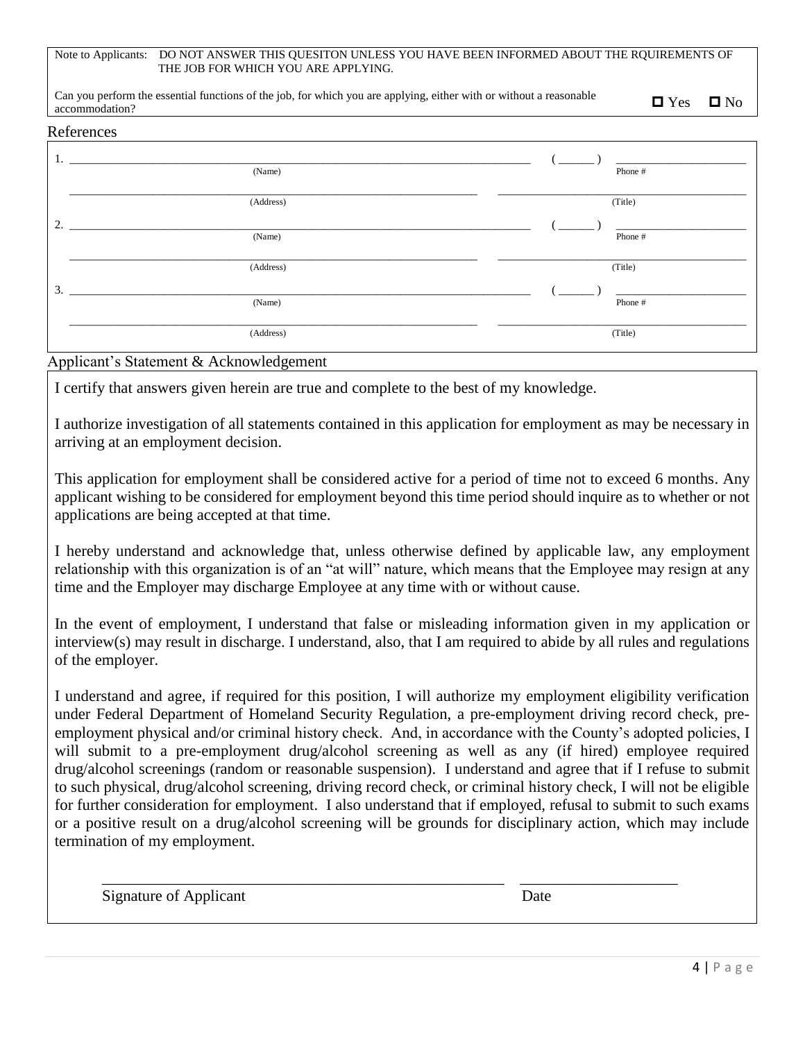Note to Applicants: DO NOT ANSWER THIS QUESITON UNLESS YOU HAVE BEEN INFORMED ABOUT THE RQUIREMENTS OF THE JOB FOR WHICH YOU ARE APPLYING.

Can you perform the essential functions of the job, for which you are applying, either with or without a reasonable accommodation? ☐ Yes ☐ No

## References

1. ______________________________ (Name) ( ______ ) ______________ Phone #

______________________________ (Address) ______________________________ (Title)

2. ______________________________ (Name) ( ______ ) ______________ Phone #

______________________________ (Address) ______________________________ (Title)

3. ______________________________ (Name) ( ______ ) ______________ Phone #

______________________________ (Address) ______________________________ (Title)

## Applicant's Statement & Acknowledgement

I certify that answers given herein are true and complete to the best of my knowledge.

I authorize investigation of all statements contained in this application for employment as may be necessary in arriving at an employment decision.

This application for employment shall be considered active for a period of time not to exceed 6 months. Any applicant wishing to be considered for employment beyond this time period should inquire as to whether or not applications are being accepted at that time.

I hereby understand and acknowledge that, unless otherwise defined by applicable law, any employment relationship with this organization is of an "at will" nature, which means that the Employee may resign at any time and the Employer may discharge Employee at any time with or without cause.

In the event of employment, I understand that false or misleading information given in my application or interview(s) may result in discharge. I understand, also, that I am required to abide by all rules and regulations of the employer.

I understand and agree, if required for this position, I will authorize my employment eligibility verification under Federal Department of Homeland Security Regulation, a pre-employment driving record check, pre-employment physical and/or criminal history check. And, in accordance with the County's adopted policies, I will submit to a pre-employment drug/alcohol screening as well as any (if hired) employee required drug/alcohol screenings (random or reasonable suspension). I understand and agree that if I refuse to submit to such physical, drug/alcohol screening, driving record check, or criminal history check, I will not be eligible for further consideration for employment. I also understand that if employed, refusal to submit to such exams or a positive result on a drug/alcohol screening will be grounds for disciplinary action, which may include termination of my employment.

______________________________ Signature of Applicant ______________ Date